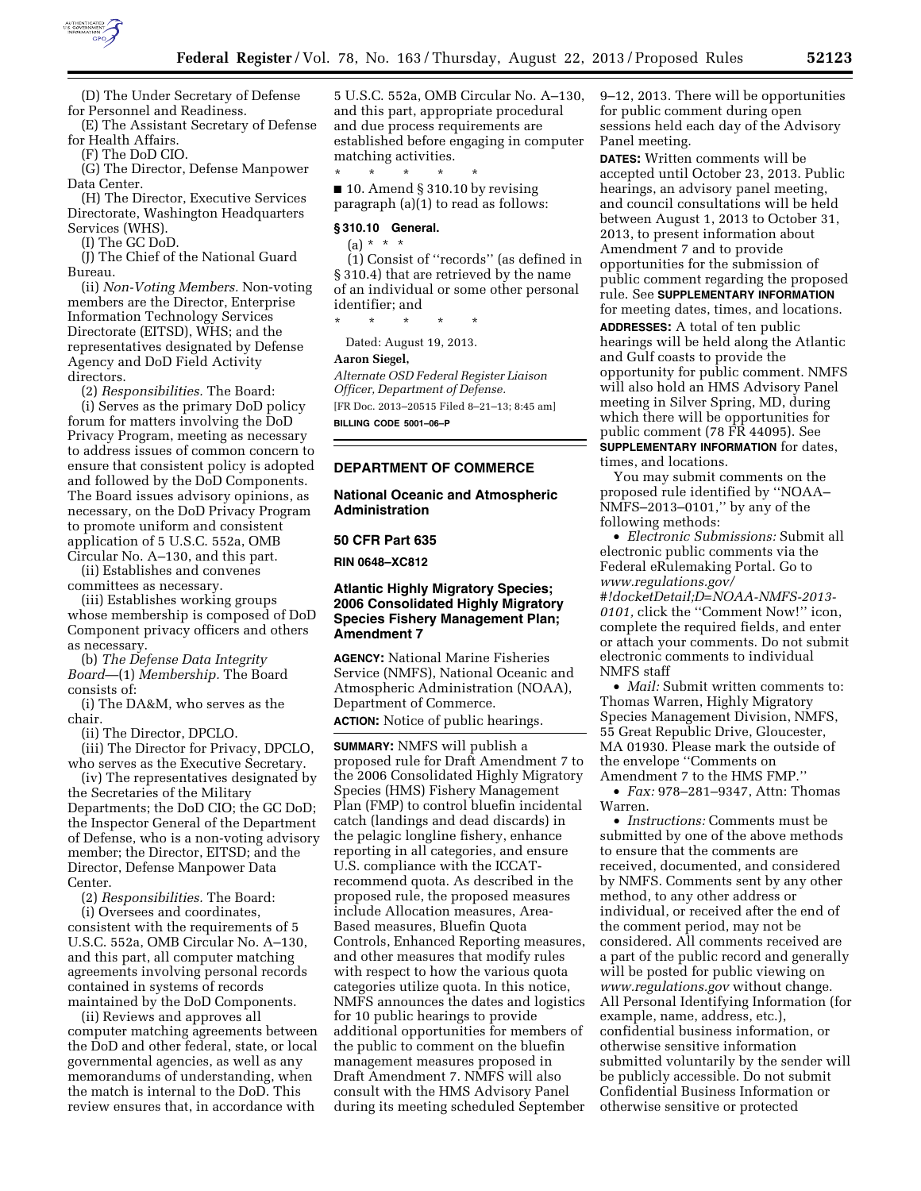(D) The Under Secretary of Defense for Personnel and Readiness.

(E) The Assistant Secretary of Defense for Health Affairs.

(F) The DoD CIO.

(G) The Director, Defense Manpower Data Center.

(H) The Director, Executive Services Directorate, Washington Headquarters Services (WHS).

(I) The GC DoD.

(J) The Chief of the National Guard Bureau.

(ii) *Non-Voting Members.* Non-voting members are the Director, Enterprise Information Technology Services Directorate (EITSD), WHS; and the representatives designated by Defense Agency and DoD Field Activity directors.

(2) *Responsibilities.* The Board:

(i) Serves as the primary DoD policy forum for matters involving the DoD Privacy Program, meeting as necessary to address issues of common concern to ensure that consistent policy is adopted and followed by the DoD Components. The Board issues advisory opinions, as necessary, on the DoD Privacy Program to promote uniform and consistent application of 5 U.S.C. 552a, OMB Circular No. A–130, and this part.

(ii) Establishes and convenes committees as necessary.

(iii) Establishes working groups whose membership is composed of DoD Component privacy officers and others as necessary.

(b) *The Defense Data Integrity Board*—(1) *Membership.* The Board consists of:

(i) The DA&M, who serves as the chair.

(ii) The Director, DPCLO.

(iii) The Director for Privacy, DPCLO, who serves as the Executive Secretary.

(iv) The representatives designated by the Secretaries of the Military Departments; the DoD CIO; the GC DoD; the Inspector General of the Department of Defense, who is a non-voting advisory member; the Director, EITSD; and the Director, Defense Manpower Data Center.

(2) *Responsibilities.* The Board:

(i) Oversees and coordinates, consistent with the requirements of 5 U.S.C. 552a, OMB Circular No. A–130, and this part, all computer matching agreements involving personal records contained in systems of records maintained by the DoD Components.

(ii) Reviews and approves all computer matching agreements between the DoD and other federal, state, or local governmental agencies, as well as any memorandums of understanding, when the match is internal to the DoD. This review ensures that, in accordance with 5 U.S.C. 552a, OMB Circular No. A–130, and this part, appropriate procedural and due process requirements are established before engaging in computer matching activities.

\* \* \* \* \*

■ 10. Amend § 310.10 by revising paragraph (a)(1) to read as follows:

**§ 310.10 General.**

(a) \* \* \*

(1) Consist of ''records'' (as defined in § 310.4) that are retrieved by the name of an individual or some other personal identifier; and

\* \* \* \* \*

Dated: August 19, 2013.

**Aaron Siegel,**

*Alternate OSD Federal Register Liaison Officer, Department of Defense.*

[FR Doc. 2013–20515 Filed 8–21–13; 8:45 am]

**BILLING CODE 5001–06–P**

---

## DEPARTMENT OF COMMERCE

### National Oceanic and Atmospheric Administration

### 50 CFR Part 635

**RIN 0648–XC812**

### Atlantic Highly Migratory Species; 2006 Consolidated Highly Migratory Species Fishery Management Plan; Amendment 7

**AGENCY:** National Marine Fisheries Service (NMFS), National Oceanic and Atmospheric Administration (NOAA), Department of Commerce.

**ACTION:** Notice of public hearings.

**SUMMARY:** NMFS will publish a proposed rule for Draft Amendment 7 to the 2006 Consolidated Highly Migratory Species (HMS) Fishery Management Plan (FMP) to control bluefin incidental catch (landings and dead discards) in the pelagic longline fishery, enhance reporting in all categories, and ensure U.S. compliance with the ICCAT-recommend quota. As described in the proposed rule, the proposed measures include Allocation measures, Area-Based measures, Bluefin Quota Controls, Enhanced Reporting measures, and other measures that modify rules with respect to how the various quota categories utilize quota. In this notice, NMFS announces the dates and logistics for 10 public hearings to provide additional opportunities for members of the public to comment on the bluefin management measures proposed in Draft Amendment 7. NMFS will also consult with the HMS Advisory Panel during its meeting scheduled September 9–12, 2013. There will be opportunities for public comment during open sessions held each day of the Advisory Panel meeting.

**DATES:** Written comments will be accepted until October 23, 2013. Public hearings, an advisory panel meeting, and council consultations will be held between August 1, 2013 to October 31, 2013, to present information about Amendment 7 and to provide opportunities for the submission of public comment regarding the proposed rule. See **SUPPLEMENTARY INFORMATION** for meeting dates, times, and locations.

**ADDRESSES:** A total of ten public hearings will be held along the Atlantic and Gulf coasts to provide the opportunity for public comment. NMFS will also hold an HMS Advisory Panel meeting in Silver Spring, MD, during which there will be opportunities for public comment (78 FR 44095). See **SUPPLEMENTARY INFORMATION** for dates, times, and locations.

You may submit comments on the proposed rule identified by ''NOAA–NMFS–2013–0101,'' by any of the following methods:

- *Electronic Submissions:* Submit all electronic public comments via the Federal eRulemaking Portal. Go to *www.regulations.gov/#!docketDetail;D=NOAA-NMFS-2013-0101,* click the ''Comment Now!'' icon, complete the required fields, and enter or attach your comments. Do not submit electronic comments to individual NMFS staff
- *Mail:* Submit written comments to: Thomas Warren, Highly Migratory Species Management Division, NMFS, 55 Great Republic Drive, Gloucester, MA 01930. Please mark the outside of the envelope ''Comments on Amendment 7 to the HMS FMP.''
- *Fax:* 978–281–9347, Attn: Thomas Warren.
- *Instructions:* Comments must be submitted by one of the above methods to ensure that the comments are received, documented, and considered by NMFS. Comments sent by any other method, to any other address or individual, or received after the end of the comment period, may not be considered. All comments received are a part of the public record and generally will be posted for public viewing on *www.regulations.gov* without change. All Personal Identifying Information (for example, name, address, etc.), confidential business information, or otherwise sensitive information submitted voluntarily by the sender will be publicly accessible. Do not submit Confidential Business Information or otherwise sensitive or protected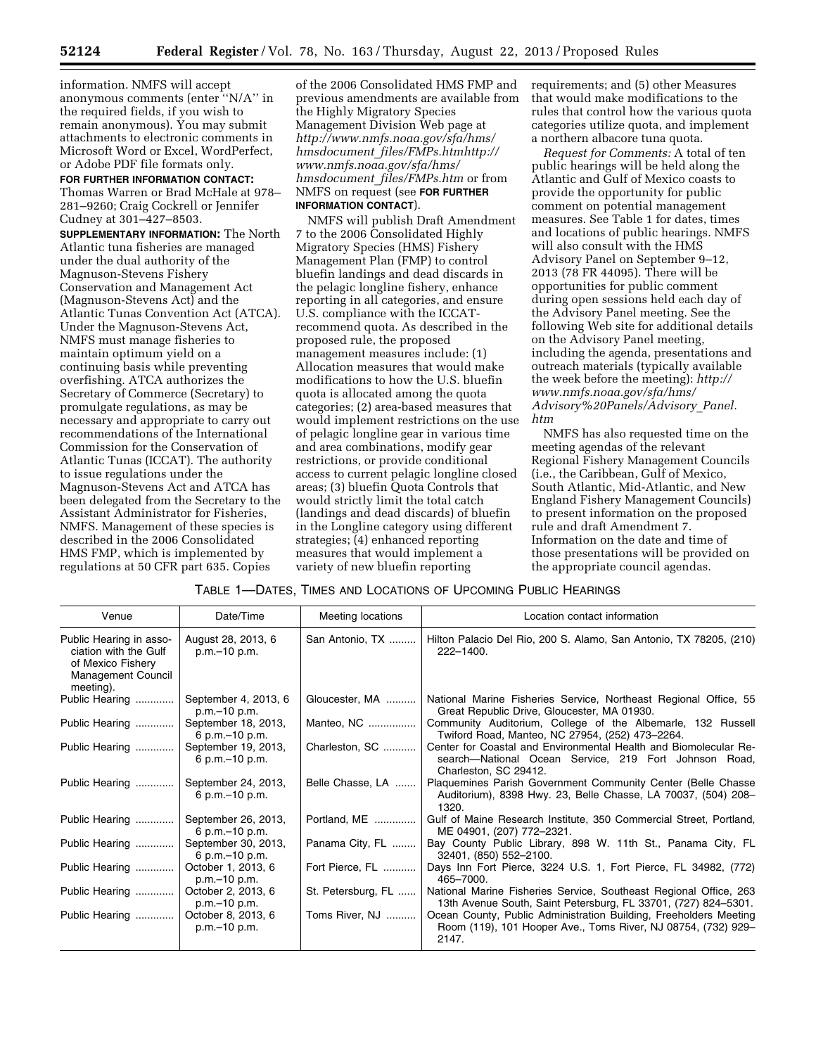information. NMFS will accept anonymous comments (enter ''N/A'' in the required fields, if you wish to remain anonymous). You may submit attachments to electronic comments in Microsoft Word or Excel, WordPerfect, or Adobe PDF file formats only.

**FOR FURTHER INFORMATION CONTACT:** Thomas Warren or Brad McHale at 978–281–9260; Craig Cockrell or Jennifer Cudney at 301–427–8503.

**SUPPLEMENTARY INFORMATION:** The North Atlantic tuna fisheries are managed under the dual authority of the Magnuson-Stevens Fishery Conservation and Management Act (Magnuson-Stevens Act) and the Atlantic Tunas Convention Act (ATCA). Under the Magnuson-Stevens Act, NMFS must manage fisheries to maintain optimum yield on a continuing basis while preventing overfishing. ATCA authorizes the Secretary of Commerce (Secretary) to promulgate regulations, as may be necessary and appropriate to carry out recommendations of the International Commission for the Conservation of Atlantic Tunas (ICCAT). The authority to issue regulations under the Magnuson-Stevens Act and ATCA has been delegated from the Secretary to the Assistant Administrator for Fisheries, NMFS. Management of these species is described in the 2006 Consolidated HMS FMP, which is implemented by regulations at 50 CFR part 635. Copies of the 2006 Consolidated HMS FMP and previous amendments are available from the Highly Migratory Species Management Division Web page at *http://www.nmfs.noaa.gov/sfa/hms/hmsdocument_files/FMPs.htmhttp://www.nmfs.noaa.gov/sfa/hms/hmsdocument_files/FMPs.htm* or from NMFS on request (see **FOR FURTHER INFORMATION CONTACT**).

NMFS will publish Draft Amendment 7 to the 2006 Consolidated Highly Migratory Species (HMS) Fishery Management Plan (FMP) to control bluefin landings and dead discards in the pelagic longline fishery, enhance reporting in all categories, and ensure U.S. compliance with the ICCAT-recommend quota. As described in the proposed rule, the proposed management measures include: (1) Allocation measures that would make modifications to how the U.S. bluefin quota is allocated among the quota categories; (2) area-based measures that would implement restrictions on the use of pelagic longline gear in various time and area combinations, modify gear restrictions, or provide conditional access to current pelagic longline closed areas; (3) bluefin Quota Controls that would strictly limit the total catch (landings and dead discards) of bluefin in the Longline category using different strategies; (4) enhanced reporting measures that would implement a variety of new bluefin reporting requirements; and (5) other Measures that would make modifications to the rules that control how the various quota categories utilize quota, and implement a northern albacore tuna quota.

*Request for Comments:* A total of ten public hearings will be held along the Atlantic and Gulf of Mexico coasts to provide the opportunity for public comment on potential management measures. See Table 1 for dates, times and locations of public hearings. NMFS will also consult with the HMS Advisory Panel on September 9–12, 2013 (78 FR 44095). There will be opportunities for public comment during open sessions held each day of the Advisory Panel meeting. See the following Web site for additional details on the Advisory Panel meeting, including the agenda, presentations and outreach materials (typically available the week before the meeting): *http://www.nmfs.noaa.gov/sfa/hms/Advisory%20Panels/Advisory_Panel.htm*

NMFS has also requested time on the meeting agendas of the relevant Regional Fishery Management Councils (i.e., the Caribbean, Gulf of Mexico, South Atlantic, Mid-Atlantic, and New England Fishery Management Councils) to present information on the proposed rule and draft Amendment 7. Information on the date and time of those presentations will be provided on the appropriate council agendas.

TABLE 1—DATES, TIMES AND LOCATIONS OF UPCOMING PUBLIC HEARINGS

| Venue | Date/Time | Meeting locations | Location contact information |
|---|---|---|---|
| Public Hearing in association with the Gulf of Mexico Fishery Management Council meeting). | August 28, 2013, 6 p.m.–10 p.m. | San Antonio, TX | Hilton Palacio Del Rio, 200 S. Alamo, San Antonio, TX 78205, (210) 222–1400. |
| Public Hearing | September 4, 2013, 6 p.m.–10 p.m. | Gloucester, MA | National Marine Fisheries Service, Northeast Regional Office, 55 Great Republic Drive, Gloucester, MA 01930. |
| Public Hearing | September 18, 2013, 6 p.m.–10 p.m. | Manteo, NC | Community Auditorium, College of the Albemarle, 132 Russell Twiford Road, Manteo, NC 27954, (252) 473–2264. |
| Public Hearing | September 19, 2013, 6 p.m.–10 p.m. | Charleston, SC | Center for Coastal and Environmental Health and Biomolecular Research—National Ocean Service, 219 Fort Johnson Road, Charleston, SC 29412. |
| Public Hearing | September 24, 2013, 6 p.m.–10 p.m. | Belle Chasse, LA | Plaquemines Parish Government Community Center (Belle Chasse Auditorium), 8398 Hwy. 23, Belle Chasse, LA 70037, (504) 208–1320. |
| Public Hearing | September 26, 2013, 6 p.m.–10 p.m. | Portland, ME | Gulf of Maine Research Institute, 350 Commercial Street, Portland, ME 04901, (207) 772–2321. |
| Public Hearing | September 30, 2013, 6 p.m.–10 p.m. | Panama City, FL | Bay County Public Library, 898 W. 11th St., Panama City, FL 32401, (850) 552–2100. |
| Public Hearing | October 1, 2013, 6 p.m.–10 p.m. | Fort Pierce, FL | Days Inn Fort Pierce, 3224 U.S. 1, Fort Pierce, FL 34982, (772) 465–7000. |
| Public Hearing | October 2, 2013, 6 p.m.–10 p.m. | St. Petersburg, FL | National Marine Fisheries Service, Southeast Regional Office, 263 13th Avenue South, Saint Petersburg, FL 33701, (727) 824–5301. |
| Public Hearing | October 8, 2013, 6 p.m.–10 p.m. | Toms River, NJ | Ocean County, Public Administration Building, Freeholders Meeting Room (119), 101 Hooper Ave., Toms River, NJ 08754, (732) 929–2147. |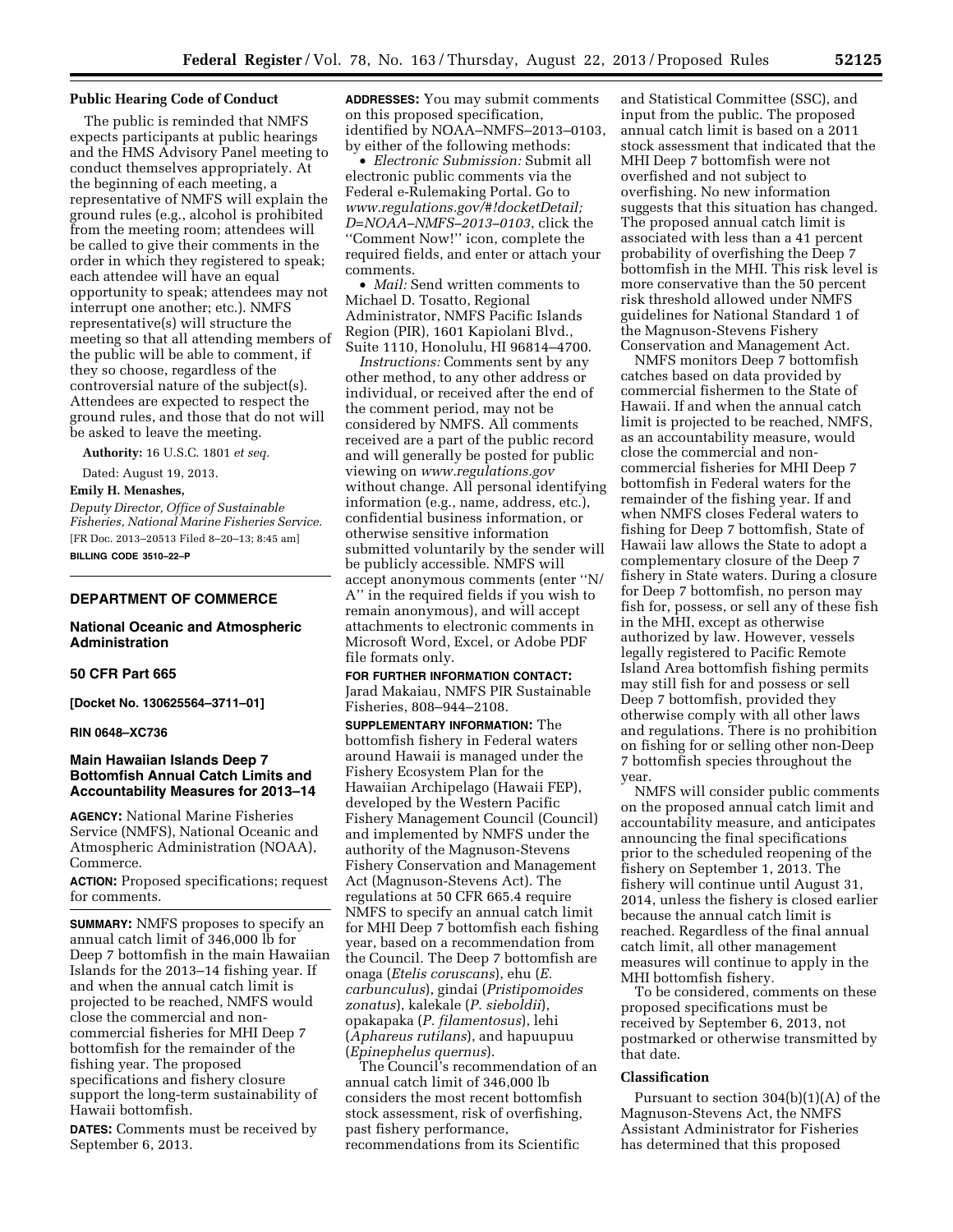**Public Hearing Code of Conduct**

The public is reminded that NMFS expects participants at public hearings and the HMS Advisory Panel meeting to conduct themselves appropriately. At the beginning of each meeting, a representative of NMFS will explain the ground rules (e.g., alcohol is prohibited from the meeting room; attendees will be called to give their comments in the order in which they registered to speak; each attendee will have an equal opportunity to speak; attendees may not interrupt one another; etc.). NMFS representative(s) will structure the meeting so that all attending members of the public will be able to comment, if they so choose, regardless of the controversial nature of the subject(s). Attendees are expected to respect the ground rules, and those that do not will be asked to leave the meeting.

**Authority:** 16 U.S.C. 1801 *et seq.*

Dated: August 19, 2013.

**Emily H. Menashes,**

*Deputy Director, Office of Sustainable Fisheries, National Marine Fisheries Service.*

[FR Doc. 2013–20513 Filed 8–20–13; 8:45 am]

**BILLING CODE 3510–22–P**

## DEPARTMENT OF COMMERCE

### National Oceanic and Atmospheric Administration

### 50 CFR Part 665

**[Docket No. 130625564–3711–01]**

**RIN 0648–XC736**

### Main Hawaiian Islands Deep 7 Bottomfish Annual Catch Limits and Accountability Measures for 2013–14

**AGENCY:** National Marine Fisheries Service (NMFS), National Oceanic and Atmospheric Administration (NOAA), Commerce.

**ACTION:** Proposed specifications; request for comments.

**SUMMARY:** NMFS proposes to specify an annual catch limit of 346,000 lb for Deep 7 bottomfish in the main Hawaiian Islands for the 2013–14 fishing year. If and when the annual catch limit is projected to be reached, NMFS would close the commercial and non-commercial fisheries for MHI Deep 7 bottomfish for the remainder of the fishing year. The proposed specifications and fishery closure support the long-term sustainability of Hawaii bottomfish.

**DATES:** Comments must be received by September 6, 2013.

**ADDRESSES:** You may submit comments on this proposed specification, identified by NOAA–NMFS–2013–0103, by either of the following methods:

- *Electronic Submission:* Submit all electronic public comments via the Federal e-Rulemaking Portal. Go to *www.regulations.gov/#!docketDetail;D=NOAA–NMFS–2013–0103*, click the ''Comment Now!'' icon, complete the required fields, and enter or attach your comments.
- *Mail:* Send written comments to Michael D. Tosatto, Regional Administrator, NMFS Pacific Islands Region (PIR), 1601 Kapiolani Blvd., Suite 1110, Honolulu, HI 96814–4700.

*Instructions:* Comments sent by any other method, to any other address or individual, or received after the end of the comment period, may not be considered by NMFS. All comments received are a part of the public record and will generally be posted for public viewing on *www.regulations.gov* without change. All personal identifying information (e.g., name, address, etc.), confidential business information, or otherwise sensitive information submitted voluntarily by the sender will be publicly accessible. NMFS will accept anonymous comments (enter ''N/A'' in the required fields if you wish to remain anonymous), and will accept attachments to electronic comments in Microsoft Word, Excel, or Adobe PDF file formats only.

**FOR FURTHER INFORMATION CONTACT:** Jarad Makaiau, NMFS PIR Sustainable Fisheries, 808–944–2108.

**SUPPLEMENTARY INFORMATION:** The bottomfish fishery in Federal waters around Hawaii is managed under the Fishery Ecosystem Plan for the Hawaiian Archipelago (Hawaii FEP), developed by the Western Pacific Fishery Management Council (Council) and implemented by NMFS under the authority of the Magnuson-Stevens Fishery Conservation and Management Act (Magnuson-Stevens Act). The regulations at 50 CFR 665.4 require NMFS to specify an annual catch limit for MHI Deep 7 bottomfish each fishing year, based on a recommendation from the Council. The Deep 7 bottomfish are onaga (*Etelis coruscans*), ehu (*E. carbunculus*), gindai (*Pristipomoides zonatus*), kalekale (*P. sieboldii*), opakapaka (*P. filamentosus*), lehi (*Aphareus rutilans*), and hapuupuu (*Epinephelus quernus*).

The Council's recommendation of an annual catch limit of 346,000 lb considers the most recent bottomfish stock assessment, risk of overfishing, past fishery performance, recommendations from its Scientific and Statistical Committee (SSC), and input from the public. The proposed annual catch limit is based on a 2011 stock assessment that indicated that the MHI Deep 7 bottomfish were not overfished and not subject to overfishing. No new information suggests that this situation has changed. The proposed annual catch limit is associated with less than a 41 percent probability of overfishing the Deep 7 bottomfish in the MHI. This risk level is more conservative than the 50 percent risk threshold allowed under NMFS guidelines for National Standard 1 of the Magnuson-Stevens Fishery Conservation and Management Act.

NMFS monitors Deep 7 bottomfish catches based on data provided by commercial fishermen to the State of Hawaii. If and when the annual catch limit is projected to be reached, NMFS, as an accountability measure, would close the commercial and non-commercial fisheries for MHI Deep 7 bottomfish in Federal waters for the remainder of the fishing year. If and when NMFS closes Federal waters to fishing for Deep 7 bottomfish, State of Hawaii law allows the State to adopt a complementary closure of the Deep 7 fishery in State waters. During a closure for Deep 7 bottomfish, no person may fish for, possess, or sell any of these fish in the MHI, except as otherwise authorized by law. However, vessels legally registered to Pacific Remote Island Area bottomfish fishing permits may still fish for and possess or sell Deep 7 bottomfish, provided they otherwise comply with all other laws and regulations. There is no prohibition on fishing for or selling other non-Deep 7 bottomfish species throughout the year.

NMFS will consider public comments on the proposed annual catch limit and accountability measure, and anticipates announcing the final specifications prior to the scheduled reopening of the fishery on September 1, 2013. The fishery will continue until August 31, 2014, unless the fishery is closed earlier because the annual catch limit is reached. Regardless of the final annual catch limit, all other management measures will continue to apply in the MHI bottomfish fishery.

To be considered, comments on these proposed specifications must be received by September 6, 2013, not postmarked or otherwise transmitted by that date.

**Classification**

Pursuant to section 304(b)(1)(A) of the Magnuson-Stevens Act, the NMFS Assistant Administrator for Fisheries has determined that this proposed